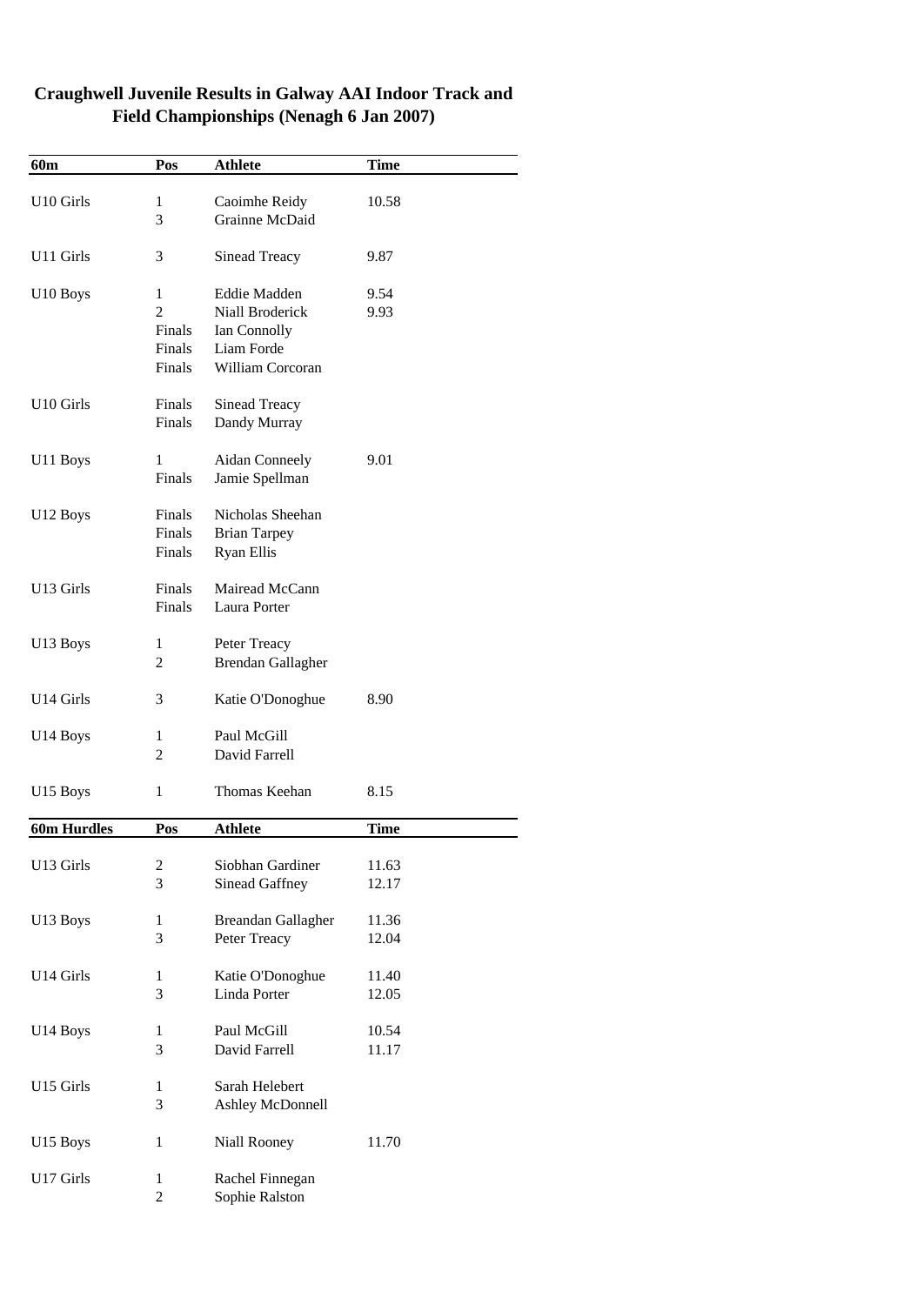# Craughwell Juvenile Results in Galway AAI Indoor Track and Field Championships (Nenagh 6 Jan 2007)

| 60m | Pos | Athlete | Time |
|---|---|---|---|
| U10 Girls | 1 | Caoimhe Reidy | 10.58 |
| | 3 | Grainne McDaid | |
| U11 Girls | 3 | Sinead Treacy | 9.87 |
| U10 Boys | 1 | Eddie Madden | 9.54 |
| | 2 | Niall Broderick | 9.93 |
| | Finals | Ian Connolly | |
| | Finals | Liam Forde | |
| | Finals | William Corcoran | |
| U10 Girls | Finals | Sinead Treacy | |
| | Finals | Dandy Murray | |
| U11 Boys | 1 | Aidan Conneely | 9.01 |
| | Finals | Jamie Spellman | |
| U12 Boys | Finals | Nicholas Sheehan | |
| | Finals | Brian Tarpey | |
| | Finals | Ryan Ellis | |
| U13 Girls | Finals | Mairead McCann | |
| | Finals | Laura Porter | |
| U13 Boys | 1 | Peter Treacy | |
| | 2 | Brendan Gallagher | |
| U14 Girls | 3 | Katie O'Donoghue | 8.90 |
| U14 Boys | 1 | Paul McGill | |
| | 2 | David Farrell | |
| U15 Boys | 1 | Thomas Keehan | 8.15 |

| 60m Hurdles | Pos | Athlete | Time |
|---|---|---|---|
| U13 Girls | 2 | Siobhan Gardiner | 11.63 |
| | 3 | Sinead Gaffney | 12.17 |
| U13 Boys | 1 | Breandan Gallagher | 11.36 |
| | 3 | Peter Treacy | 12.04 |
| U14 Girls | 1 | Katie O'Donoghue | 11.40 |
| | 3 | Linda Porter | 12.05 |
| U14 Boys | 1 | Paul McGill | 10.54 |
| | 3 | David Farrell | 11.17 |
| U15 Girls | 1 | Sarah Helebert | |
| | 3 | Ashley McDonnell | |
| U15 Boys | 1 | Niall Rooney | 11.70 |
| U17 Girls | 1 | Rachel Finnegan | |
| | 2 | Sophie Ralston | |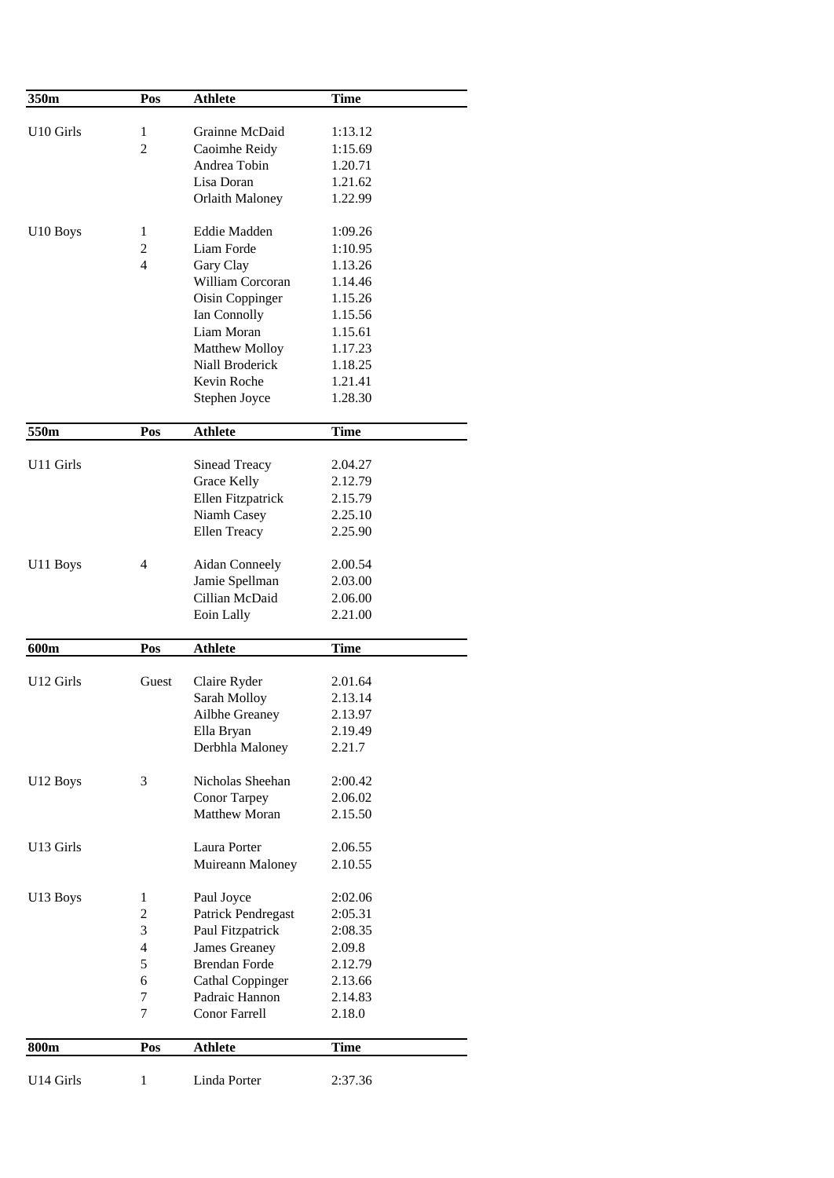| 350m | Pos | Athlete | Time |
|---|---|---|---|
| U10 Girls | 1 | Grainne McDaid | 1:13.12 |
| | 2 | Caoimhe Reidy | 1:15.69 |
| | | Andrea Tobin | 1.20.71 |
| | | Lisa Doran | 1.21.62 |
| | | Orlaith Maloney | 1.22.99 |
| U10 Boys | 1 | Eddie Madden | 1:09.26 |
| | 2 | Liam Forde | 1:10.95 |
| | 4 | Gary Clay | 1.13.26 |
| | | William Corcoran | 1.14.46 |
| | | Oisin Coppinger | 1.15.26 |
| | | Ian Connolly | 1.15.56 |
| | | Liam Moran | 1.15.61 |
| | | Matthew Molloy | 1.17.23 |
| | | Niall Broderick | 1.18.25 |
| | | Kevin Roche | 1.21.41 |
| | | Stephen Joyce | 1.28.30 |

| 550m | Pos | Athlete | Time |
|---|---|---|---|
| U11 Girls | | Sinead Treacy | 2.04.27 |
| | | Grace Kelly | 2.12.79 |
| | | Ellen Fitzpatrick | 2.15.79 |
| | | Niamh Casey | 2.25.10 |
| | | Ellen Treacy | 2.25.90 |
| U11 Boys | 4 | Aidan Conneely | 2.00.54 |
| | | Jamie Spellman | 2.03.00 |
| | | Cillian McDaid | 2.06.00 |
| | | Eoin Lally | 2.21.00 |

| 600m | Pos | Athlete | Time |
|---|---|---|---|
| U12 Girls | Guest | Claire Ryder | 2.01.64 |
| | | Sarah Molloy | 2.13.14 |
| | | Ailbhe Greaney | 2.13.97 |
| | | Ella Bryan | 2.19.49 |
| | | Derbhla Maloney | 2.21.7 |
| U12 Boys | 3 | Nicholas Sheehan | 2:00.42 |
| | | Conor Tarpey | 2.06.02 |
| | | Matthew Moran | 2.15.50 |
| U13 Girls | | Laura Porter | 2.06.55 |
| | | Muireann Maloney | 2.10.55 |
| U13 Boys | 1 | Paul Joyce | 2:02.06 |
| | 2 | Patrick Pendregast | 2:05.31 |
| | 3 | Paul Fitzpatrick | 2:08.35 |
| | 4 | James Greaney | 2.09.8 |
| | 5 | Brendan Forde | 2.12.79 |
| | 6 | Cathal Coppinger | 2.13.66 |
| | 7 | Padraic Hannon | 2.14.83 |
| | 7 | Conor Farrell | 2.18.0 |

| 800m | Pos | Athlete | Time |
|---|---|---|---|
| U14 Girls | 1 | Linda Porter | 2:37.36 |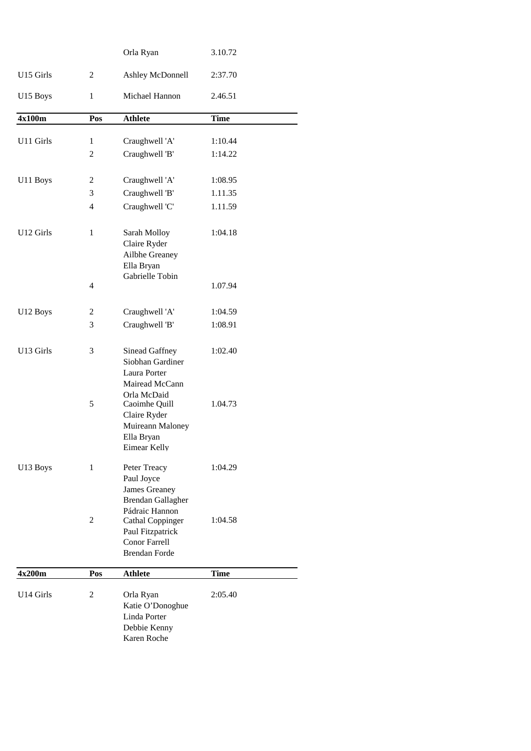|  |  | Orla Ryan | 3.10.72 |
|---|---|---|---|
| U15 Girls | 2 | Ashley McDonnell | 2:37.70 |
| U15 Boys | 1 | Michael Hannon | 2.46.51 |

| 4x100m | Pos | Athlete | Time |
|---|---|---|---|
| U11 Girls | 1 | Craughwell 'A' | 1:10.44 |
|  | 2 | Craughwell 'B' | 1:14.22 |
| U11 Boys | 2 | Craughwell 'A' | 1:08.95 |
|  | 3 | Craughwell 'B' | 1.11.35 |
|  | 4 | Craughwell 'C' | 1.11.59 |
| U12 Girls | 1 | Sarah Molloy<br>Claire Ryder<br>Ailbhe Greaney<br>Ella Bryan<br>Gabrielle Tobin | 1:04.18 |
|  | 4 |  | 1.07.94 |
| U12 Boys | 2 | Craughwell 'A' | 1:04.59 |
|  | 3 | Craughwell 'B' | 1:08.91 |
| U13 Girls | 3 | Sinead Gaffney<br>Siobhan Gardiner<br>Laura Porter<br>Mairead McCann<br>Orla McDaid | 1:02.40 |
|  | 5 | Caoimhe Quill<br>Claire Ryder<br>Muireann Maloney<br>Ella Bryan<br>Eimear Kelly | 1.04.73 |
| U13 Boys | 1 | Peter Treacy<br>Paul Joyce<br>James Greaney<br>Brendan Gallagher<br>Pádraic Hannon | 1:04.29 |
|  | 2 | Cathal Coppinger<br>Paul Fitzpatrick<br>Conor Farrell<br>Brendan Forde | 1:04.58 |

| 4x200m | Pos | Athlete | Time |
|---|---|---|---|
| U14 Girls | 2 | Orla Ryan<br>Katie O'Donoghue<br>Linda Porter<br>Debbie Kenny<br>Karen Roche | 2:05.40 |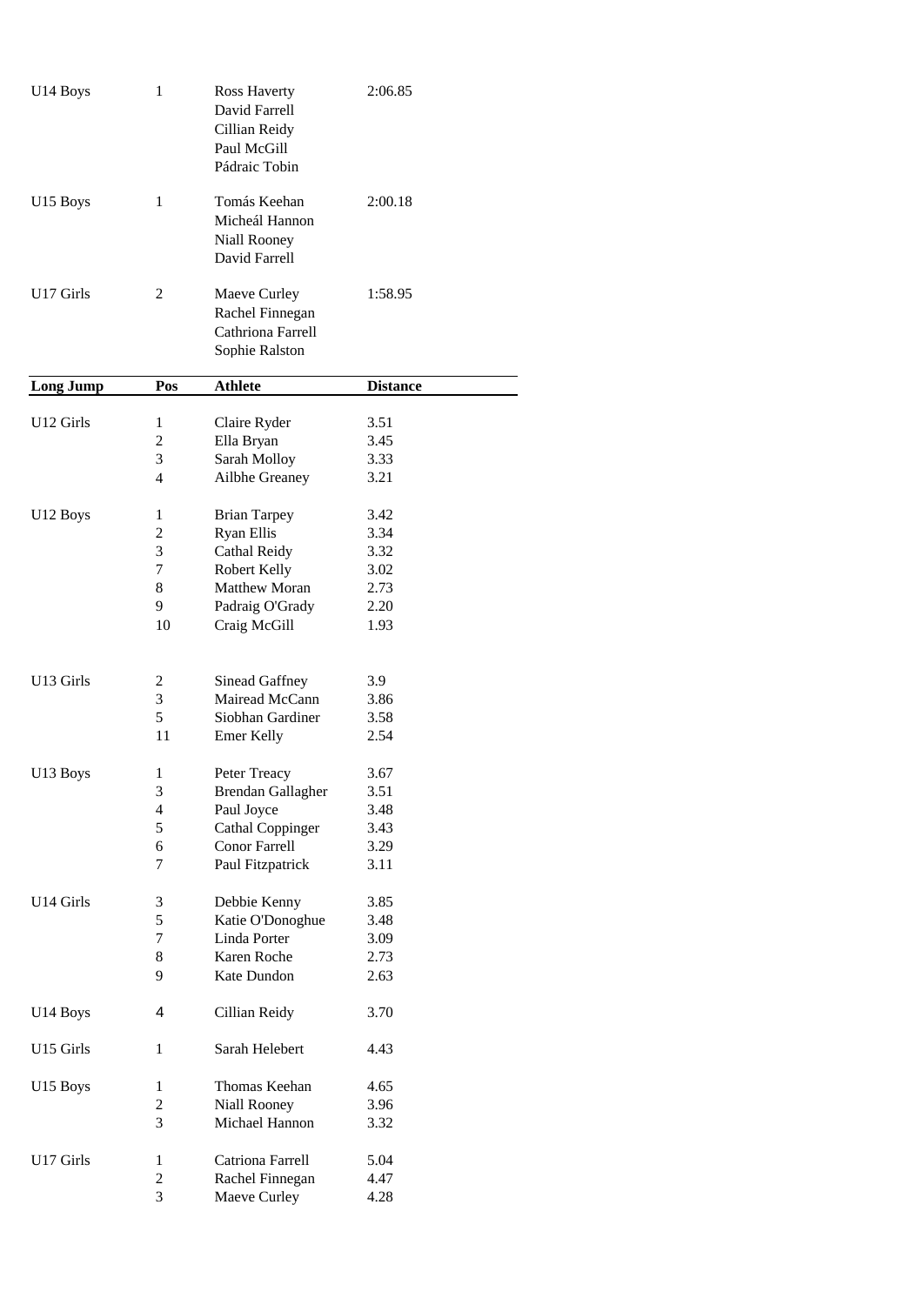| | | | |
|---|---|---|---|
| U14 Boys | 1 | Ross Haverty<br>David Farrell<br>Cillian Reidy<br>Paul McGill<br>Pádraic Tobin | 2:06.85 |
| U15 Boys | 1 | Tomás Keehan<br>Micheál Hannon<br>Niall Rooney<br>David Farrell | 2:00.18 |
| U17 Girls | 2 | Maeve Curley<br>Rachel Finnegan<br>Cathriona Farrell<br>Sophie Ralston | 1:58.95 |

| **Long Jump** | **Pos** | **Athlete** | **Distance** |
|---|---|---|---|
| U12 Girls | 1 | Claire Ryder | 3.51 |
| | 2 | Ella Bryan | 3.45 |
| | 3 | Sarah Molloy | 3.33 |
| | 4 | Ailbhe Greaney | 3.21 |
| U12 Boys | 1 | Brian Tarpey | 3.42 |
| | 2 | Ryan Ellis | 3.34 |
| | 3 | Cathal Reidy | 3.32 |
| | 7 | Robert Kelly | 3.02 |
| | 8 | Matthew Moran | 2.73 |
| | 9 | Padraig O'Grady | 2.20 |
| | 10 | Craig McGill | 1.93 |
| U13 Girls | 2 | Sinead Gaffney | 3.9 |
| | 3 | Mairead McCann | 3.86 |
| | 5 | Siobhan Gardiner | 3.58 |
| | 11 | Emer Kelly | 2.54 |
| U13 Boys | 1 | Peter Treacy | 3.67 |
| | 3 | Brendan Gallagher | 3.51 |
| | 4 | Paul Joyce | 3.48 |
| | 5 | Cathal Coppinger | 3.43 |
| | 6 | Conor Farrell | 3.29 |
| | 7 | Paul Fitzpatrick | 3.11 |
| U14 Girls | 3 | Debbie Kenny | 3.85 |
| | 5 | Katie O'Donoghue | 3.48 |
| | 7 | Linda Porter | 3.09 |
| | 8 | Karen Roche | 2.73 |
| | 9 | Kate Dundon | 2.63 |
| U14 Boys | 4 | Cillian Reidy | 3.70 |
| U15 Girls | 1 | Sarah Helebert | 4.43 |
| U15 Boys | 1 | Thomas Keehan | 4.65 |
| | 2 | Niall Rooney | 3.96 |
| | 3 | Michael Hannon | 3.32 |
| U17 Girls | 1 | Catriona Farrell | 5.04 |
| | 2 | Rachel Finnegan | 4.47 |
| | 3 | Maeve Curley | 4.28 |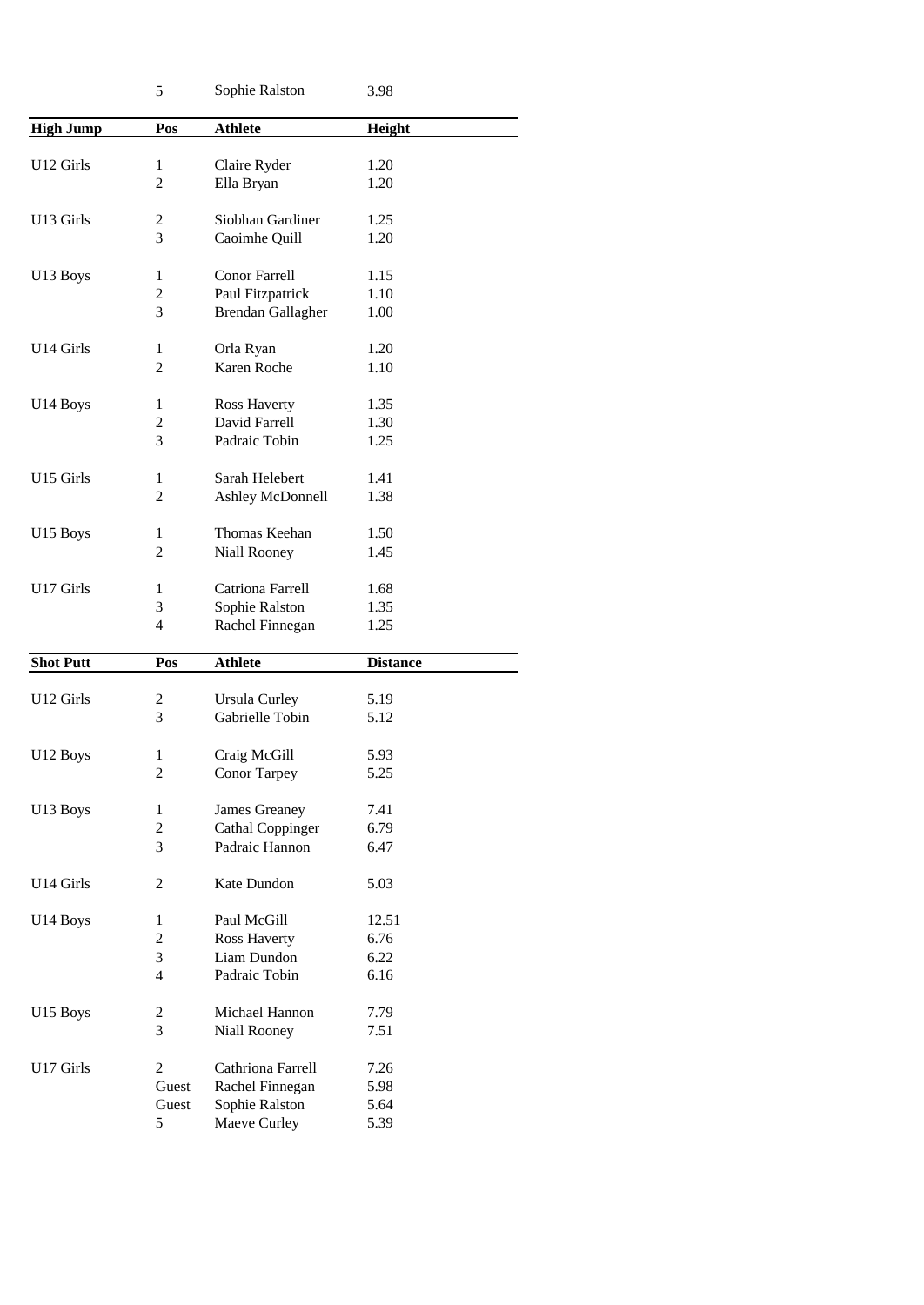| | | | |
|---|---|---|---|
| | 5 | Sophie Ralston | 3.98 |

| **High Jump** | **Pos** | **Athlete** | **Height** |
|---|---|---|---|
| U12 Girls | 1 | Claire Ryder | 1.20 |
| | 2 | Ella Bryan | 1.20 |
| U13 Girls | 2 | Siobhan Gardiner | 1.25 |
| | 3 | Caoimhe Quill | 1.20 |
| U13 Boys | 1 | Conor Farrell | 1.15 |
| | 2 | Paul Fitzpatrick | 1.10 |
| | 3 | Brendan Gallagher | 1.00 |
| U14 Girls | 1 | Orla Ryan | 1.20 |
| | 2 | Karen Roche | 1.10 |
| U14 Boys | 1 | Ross Haverty | 1.35 |
| | 2 | David Farrell | 1.30 |
| | 3 | Padraic Tobin | 1.25 |
| U15 Girls | 1 | Sarah Helebert | 1.41 |
| | 2 | Ashley McDonnell | 1.38 |
| U15 Boys | 1 | Thomas Keehan | 1.50 |
| | 2 | Niall Rooney | 1.45 |
| U17 Girls | 1 | Catriona Farrell | 1.68 |
| | 3 | Sophie Ralston | 1.35 |
| | 4 | Rachel Finnegan | 1.25 |

| **Shot Putt** | **Pos** | **Athlete** | **Distance** |
|---|---|---|---|
| U12 Girls | 2 | Ursula Curley | 5.19 |
| | 3 | Gabrielle Tobin | 5.12 |
| U12 Boys | 1 | Craig McGill | 5.93 |
| | 2 | Conor Tarpey | 5.25 |
| U13 Boys | 1 | James Greaney | 7.41 |
| | 2 | Cathal Coppinger | 6.79 |
| | 3 | Padraic Hannon | 6.47 |
| U14 Girls | 2 | Kate Dundon | 5.03 |
| U14 Boys | 1 | Paul McGill | 12.51 |
| | 2 | Ross Haverty | 6.76 |
| | 3 | Liam Dundon | 6.22 |
| | 4 | Padraic Tobin | 6.16 |
| U15 Boys | 2 | Michael Hannon | 7.79 |
| | 3 | Niall Rooney | 7.51 |
| U17 Girls | 2 | Cathriona Farrell | 7.26 |
| | Guest | Rachel Finnegan | 5.98 |
| | Guest | Sophie Ralston | 5.64 |
| | 5 | Maeve Curley | 5.39 |